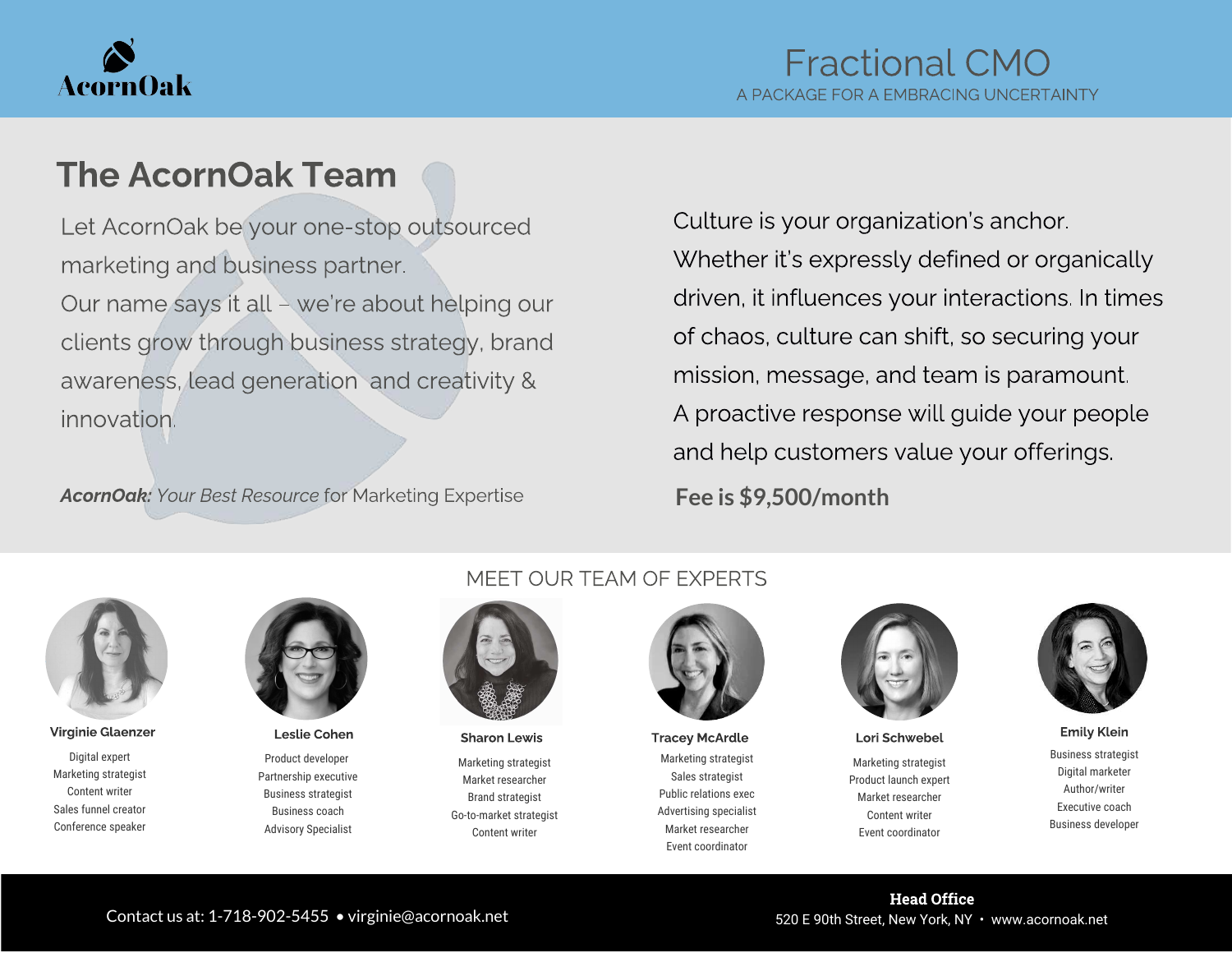AcornOak

# Fractional CMO

A PACKAGE FOR A EMBRACING UNCERTAINTY

## The AcornOak Team

Let AcornOak be your one-stop outsourced marketing and business partner.
Our name says it all – we're about helping our clients grow through business strategy, brand awareness, lead generation and creativity & innovation.

***AcornOak**: Your Best Resource* for Marketing Expertise

Culture is your organization's anchor.
Whether it's expressly defined or organically driven, it influences your interactions. In times of chaos, culture can shift, so securing your mission, message, and team is paramount.
A proactive response will guide your people and help customers value your offerings.

**Fee is $9,500/month**

## MEET OUR TEAM OF EXPERTS

**Virginie Glaenzer**
Digital expert
Marketing strategist
Content writer
Sales funnel creator
Conference speaker

**Leslie Cohen**
Product developer
Partnership executive
Business strategist
Business coach
Advisory Specialist

**Sharon Lewis**
Marketing strategist
Market researcher
Brand strategist
Go-to-market strategist
Content writer

**Tracey McArdle**
Marketing strategist
Sales strategist
Public relations exec
Advertising specialist
Market researcher
Event coordinator

**Lori Schwebel**
Marketing strategist
Product launch expert
Market researcher
Content writer
Event coordinator

**Emily Klein**
Business strategist
Digital marketer
Author/writer
Executive coach
Business developer

Contact us at: 1-718-902-5455 • virginie@acornoak.net

**Head Office**
520 E 90th Street, New York, NY • www.acornoak.net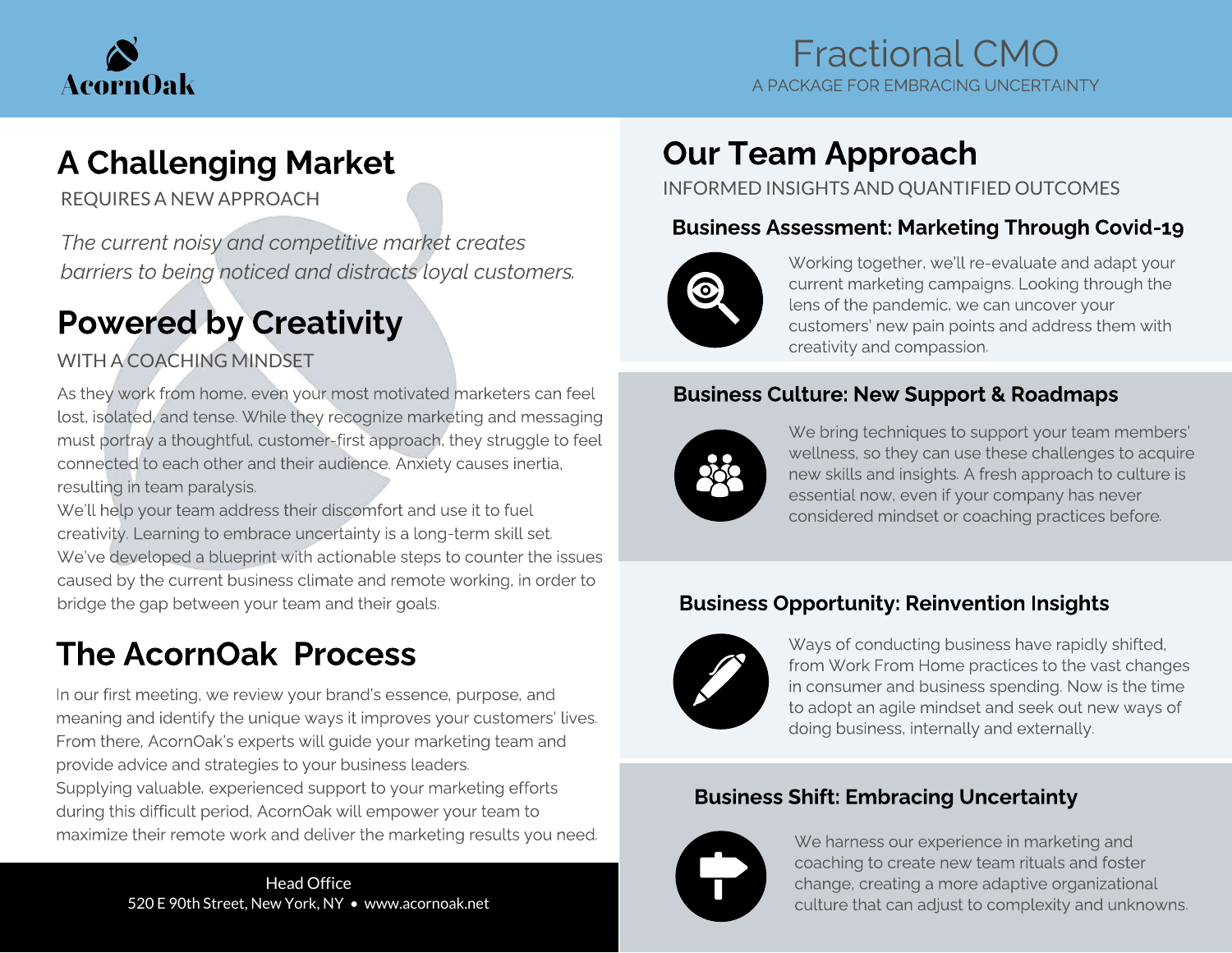AcornOak

# Fractional CMO

A PACKAGE FOR EMBRACING UNCERTAINTY

## A Challenging Market

REQUIRES A NEW APPROACH

*The current noisy and competitive market creates barriers to being noticed and distracts loyal customers.*

## Powered by Creativity

WITH A COACHING MINDSET

As they work from home, even your most motivated marketers can feel lost, isolated, and tense. While they recognize marketing and messaging must portray a thoughtful, customer-first approach, they struggle to feel connected to each other and their audience. Anxiety causes inertia, resulting in team paralysis.

We'll help your team address their discomfort and use it to fuel creativity. Learning to embrace uncertainty is a long-term skill set.

We've developed a blueprint with actionable steps to counter the issues caused by the current business climate and remote working, in order to bridge the gap between your team and their goals.

## The AcornOak Process

In our first meeting, we review your brand's essence, purpose, and meaning and identify the unique ways it improves your customers' lives. From there, AcornOak's experts will guide your marketing team and provide advice and strategies to your business leaders.

Supplying valuable, experienced support to your marketing efforts during this difficult period, AcornOak will empower your team to maximize their remote work and deliver the marketing results you need.

Head Office
520 E 90th Street, New York, NY • www.acornoak.net

## Our Team Approach

INFORMED INSIGHTS AND QUANTIFIED OUTCOMES

### Business Assessment: Marketing Through Covid-19

Working together, we'll re-evaluate and adapt your current marketing campaigns. Looking through the lens of the pandemic, we can uncover your customers' new pain points and address them with creativity and compassion.

### Business Culture: New Support & Roadmaps

We bring techniques to support your team members' wellness, so they can use these challenges to acquire new skills and insights. A fresh approach to culture is essential now, even if your company has never considered mindset or coaching practices before.

### Business Opportunity: Reinvention Insights

Ways of conducting business have rapidly shifted, from Work From Home practices to the vast changes in consumer and business spending. Now is the time to adopt an agile mindset and seek out new ways of doing business, internally and externally.

### Business Shift: Embracing Uncertainty

We harness our experience in marketing and coaching to create new team rituals and foster change, creating a more adaptive organizational culture that can adjust to complexity and unknowns.